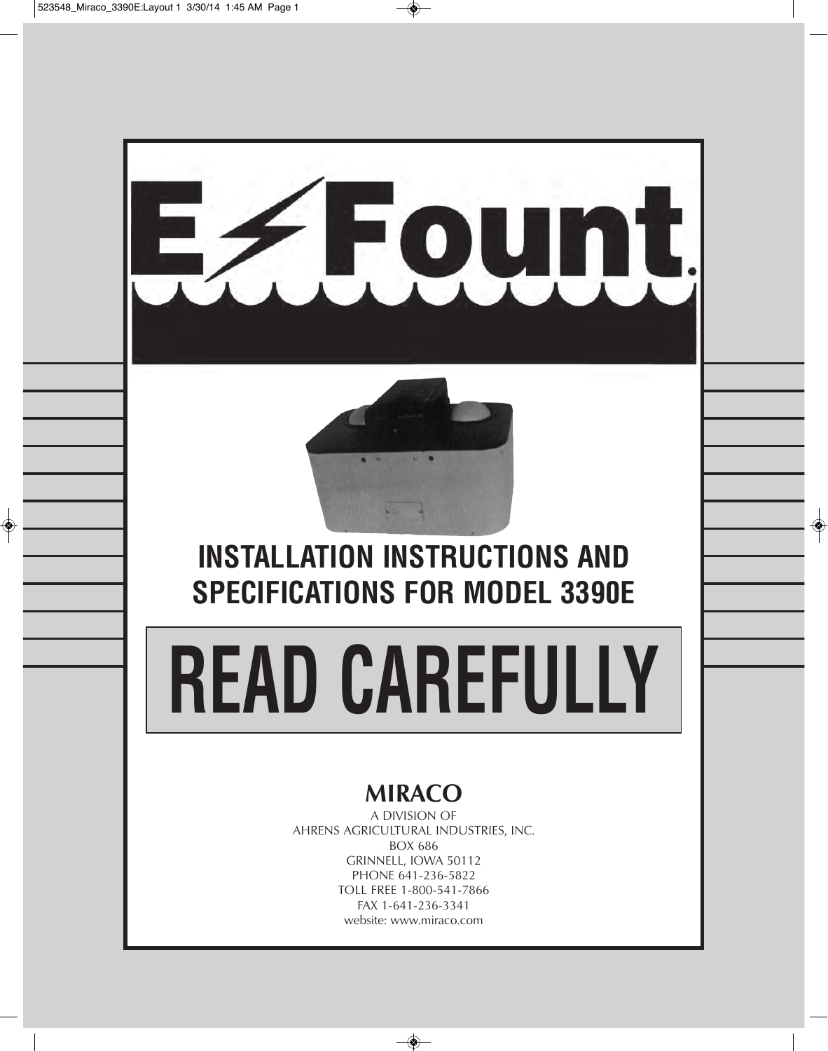# E-Fount.

## INSTALLATION INSTRUCTIONS AND SPECIFICATIONS FOR MODEL 3390E

# READ CAREFULLY

**MIRACO**

A DIVISION OF
AHRENS AGRICULTURAL INDUSTRIES, INC.
BOX 686
GRINNELL, IOWA 50112
PHONE 641-236-5822
TOLL FREE 1-800-541-7866
FAX 1-641-236-3341
website: www.miraco.com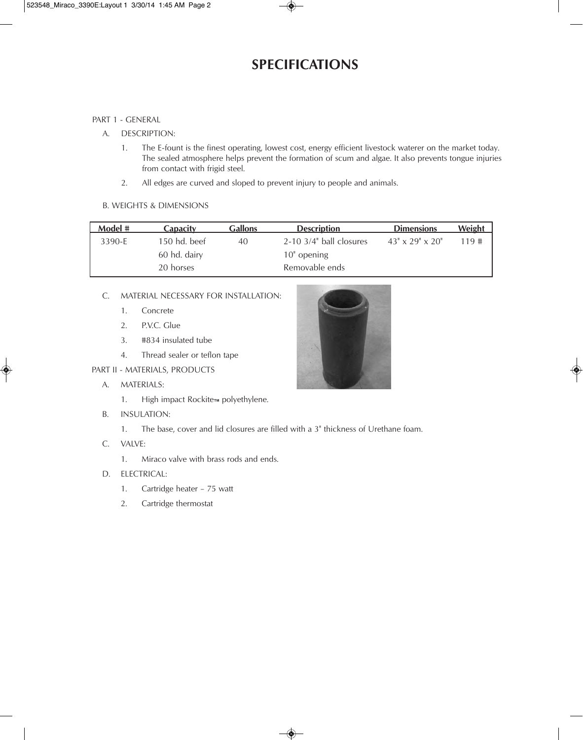# SPECIFICATIONS

PART 1 - GENERAL

A. DESCRIPTION:

1. The E-fount is the finest operating, lowest cost, energy efficient livestock waterer on the market today. The sealed atmosphere helps prevent the formation of scum and algae. It also prevents tongue injuries from contact with frigid steel.

2. All edges are curved and sloped to prevent injury to people and animals.

B. WEIGHTS & DIMENSIONS

| Model # | Capacity | Gallons | Description | Dimensions | Weight |
|---|---|---|---|---|---|
| 3390-E | 150 hd. beef | 40 | 2-10 3/4" ball closures | 43" x 29" x 20" | 119 # |
| | 60 hd. dairy | | 10" opening | | |
| | 20 horses | | Removable ends | | |

C. MATERIAL NECESSARY FOR INSTALLATION:

1. Concrete
2. P.V.C. Glue
3. #834 insulated tube
4. Thread sealer or teflon tape

PART II - MATERIALS, PRODUCTS

A. MATERIALS:

1. High impact Rockite™ polyethylene.

B. INSULATION:

1. The base, cover and lid closures are filled with a 3" thickness of Urethane foam.

C. VALVE:

1. Miraco valve with brass rods and ends.

D. ELECTRICAL:

1. Cartridge heater – 75 watt
2. Cartridge thermostat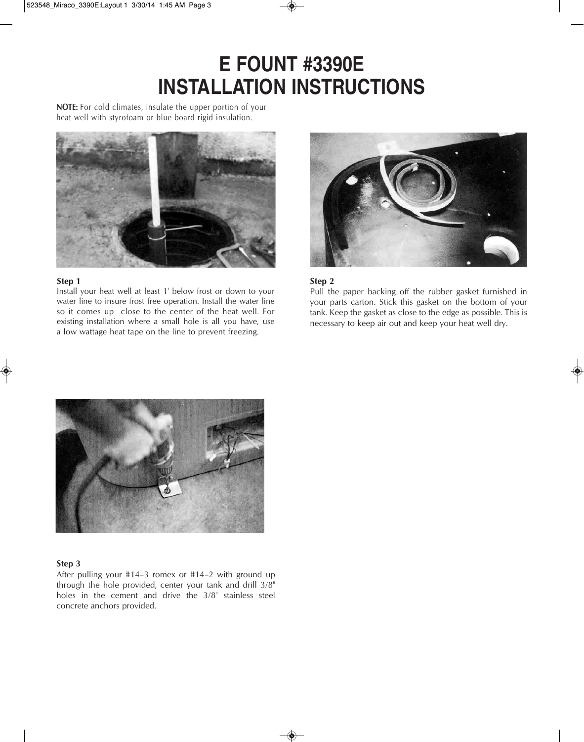# E FOUNT #3390E INSTALLATION INSTRUCTIONS

**NOTE:** For cold climates, insulate the upper portion of your heat well with styrofoam or blue board rigid insulation.

**Step 1**

Install your heat well at least 1' below frost or down to your water line to insure frost free operation. Install the water line so it comes up close to the center of the heat well. For existing installation where a small hole is all you have, use a low wattage heat tape on the line to prevent freezing.

**Step 2**

Pull the paper backing off the rubber gasket furnished in your parts carton. Stick this gasket on the bottom of your tank. Keep the gasket as close to the edge as possible. This is necessary to keep air out and keep your heat well dry.

**Step 3**

After pulling your #14-3 romex or #14-2 with ground up through the hole provided, center your tank and drill 3/8" holes in the cement and drive the 3/8" stainless steel concrete anchors provided.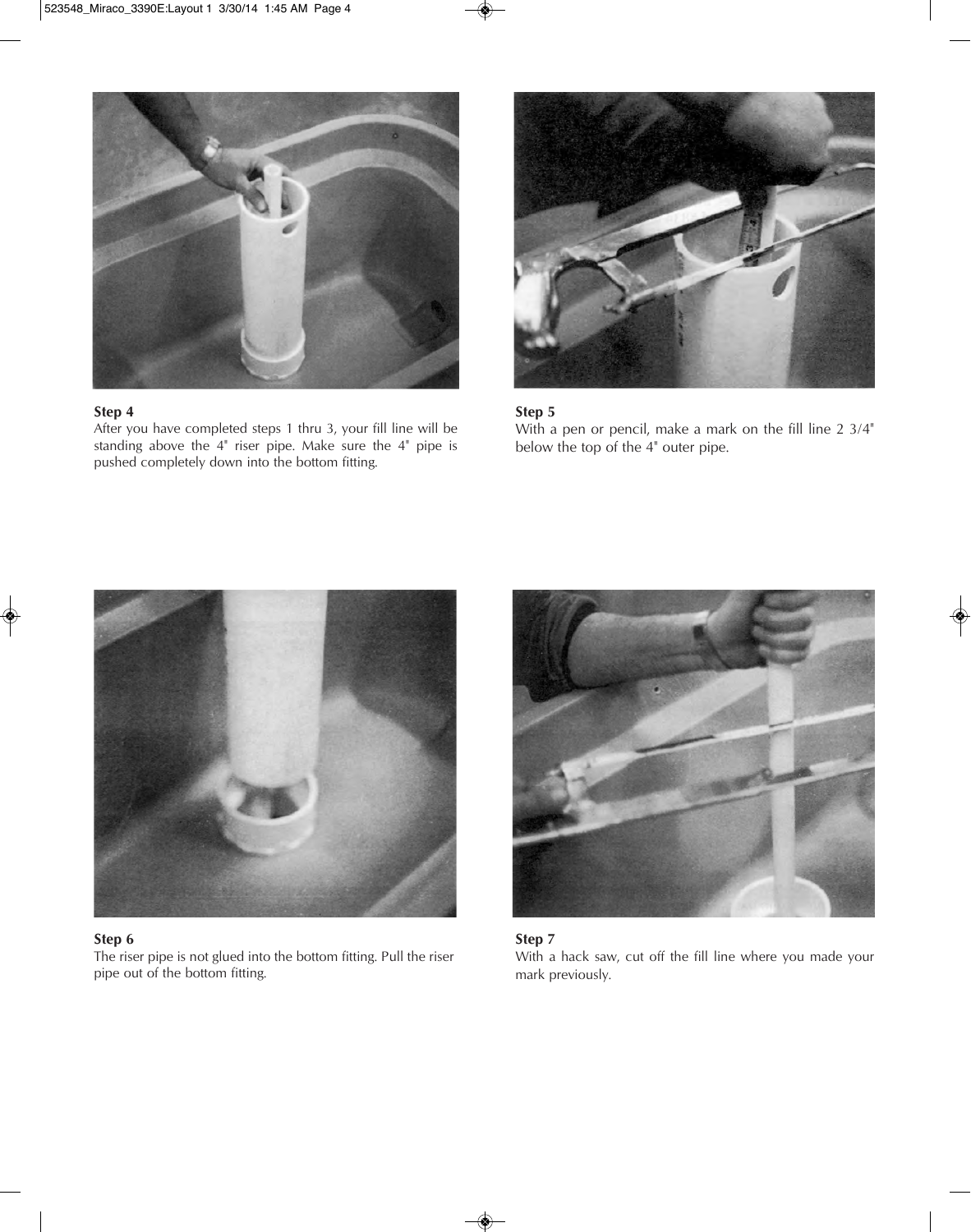**Step 4**
After you have completed steps 1 thru 3, your fill line will be standing above the 4" riser pipe. Make sure the 4" pipe is pushed completely down into the bottom fitting.

**Step 5**
With a pen or pencil, make a mark on the fill line 2 3/4" below the top of the 4" outer pipe.

**Step 6**
The riser pipe is not glued into the bottom fitting. Pull the riser pipe out of the bottom fitting.

**Step 7**
With a hack saw, cut off the fill line where you made your mark previously.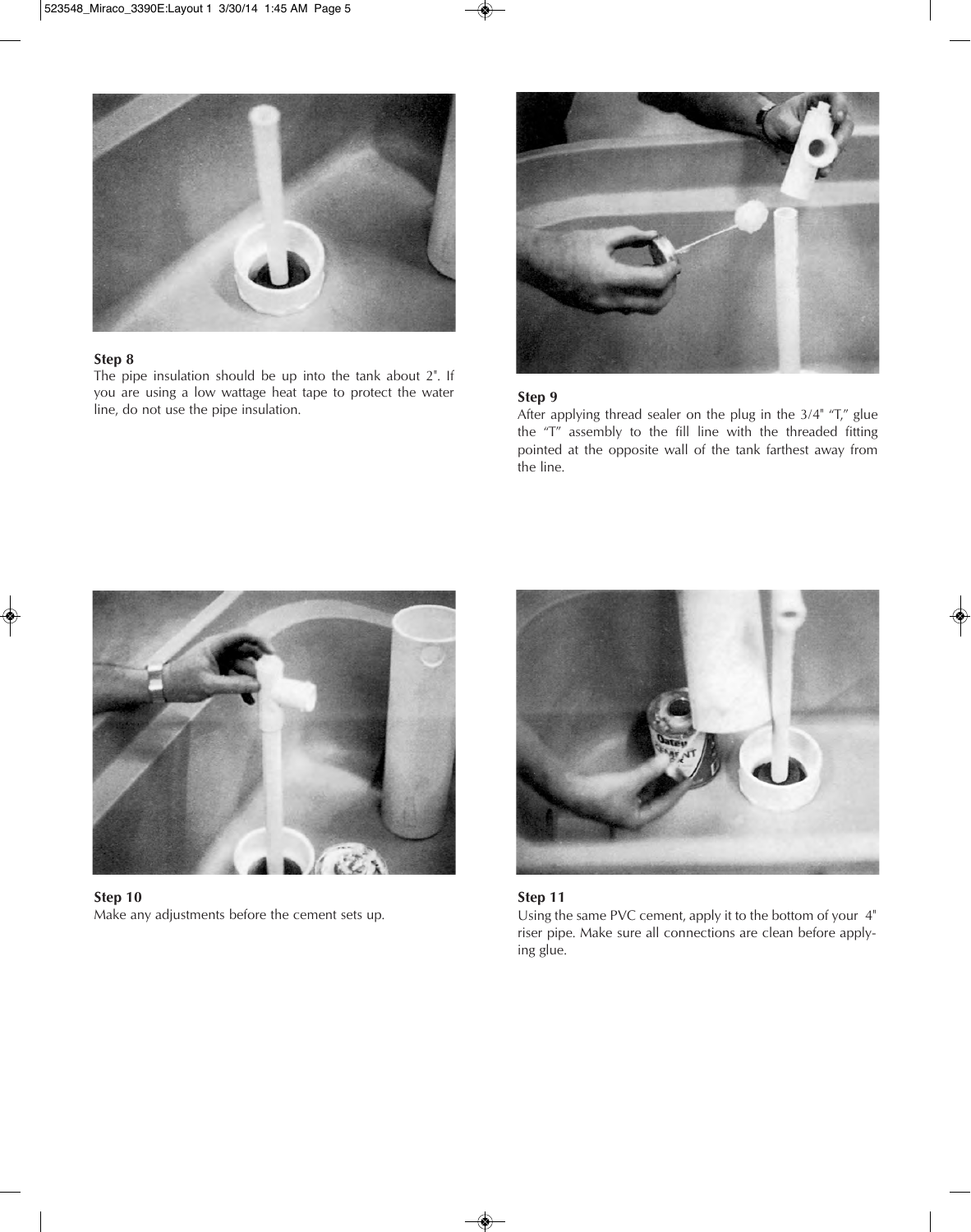**Step 8**
The pipe insulation should be up into the tank about 2". If you are using a low wattage heat tape to protect the water line, do not use the pipe insulation.

**Step 9**
After applying thread sealer on the plug in the 3/4" "T," glue the "T" assembly to the fill line with the threaded fitting pointed at the opposite wall of the tank farthest away from the line.

**Step 10**
Make any adjustments before the cement sets up.

**Step 11**
Using the same PVC cement, apply it to the bottom of your 4" riser pipe. Make sure all connections are clean before applying glue.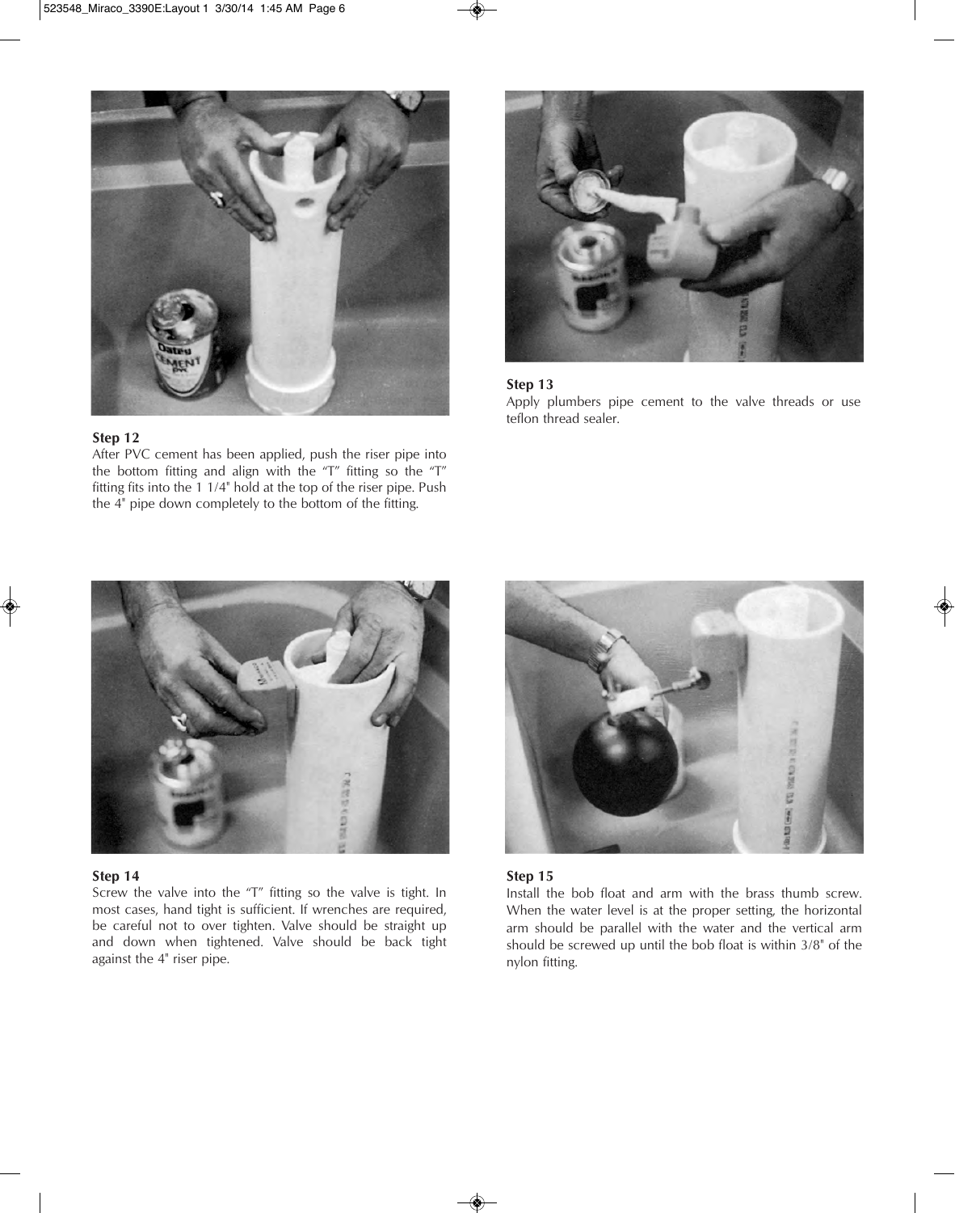**Step 12**

After PVC cement has been applied, push the riser pipe into the bottom fitting and align with the "T" fitting so the "T" fitting fits into the 1 1/4" hold at the top of the riser pipe. Push the 4" pipe down completely to the bottom of the fitting.

**Step 13**

Apply plumbers pipe cement to the valve threads or use teflon thread sealer.

**Step 14**

Screw the valve into the "T" fitting so the valve is tight. In most cases, hand tight is sufficient. If wrenches are required, be careful not to over tighten. Valve should be straight up and down when tightened. Valve should be back tight against the 4" riser pipe.

**Step 15**

Install the bob float and arm with the brass thumb screw. When the water level is at the proper setting, the horizontal arm should be parallel with the water and the vertical arm should be screwed up until the bob float is within 3/8" of the nylon fitting.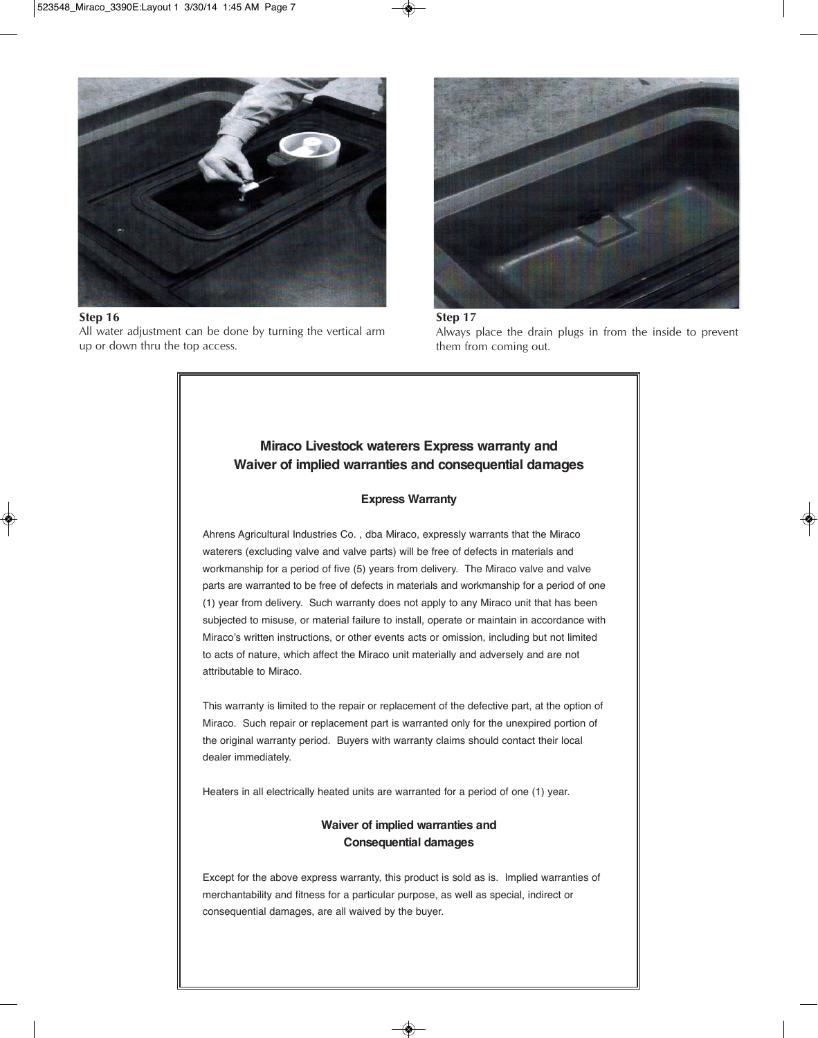**Step 16**
All water adjustment can be done by turning the vertical arm up or down thru the top access.

**Step 17**
Always place the drain plugs in from the inside to prevent them from coming out.

## Miraco Livestock waterers Express warranty and Waiver of implied warranties and consequential damages

### Express Warranty

Ahrens Agricultural Industries Co. , dba Miraco, expressly warrants that the Miraco waterers (excluding valve and valve parts) will be free of defects in materials and workmanship for a period of five (5) years from delivery. The Miraco valve and valve parts are warranted to be free of defects in materials and workmanship for a period of one (1) year from delivery. Such warranty does not apply to any Miraco unit that has been subjected to misuse, or material failure to install, operate or maintain in accordance with Miraco's written instructions, or other events acts or omission, including but not limited to acts of nature, which affect the Miraco unit materially and adversely and are not attributable to Miraco.

This warranty is limited to the repair or replacement of the defective part, at the option of Miraco. Such repair or replacement part is warranted only for the unexpired portion of the original warranty period. Buyers with warranty claims should contact their local dealer immediately.

Heaters in all electrically heated units are warranted for a period of one (1) year.

### Waiver of implied warranties and Consequential damages

Except for the above express warranty, this product is sold as is. Implied warranties of merchantability and fitness for a particular purpose, as well as special, indirect or consequential damages, are all waived by the buyer.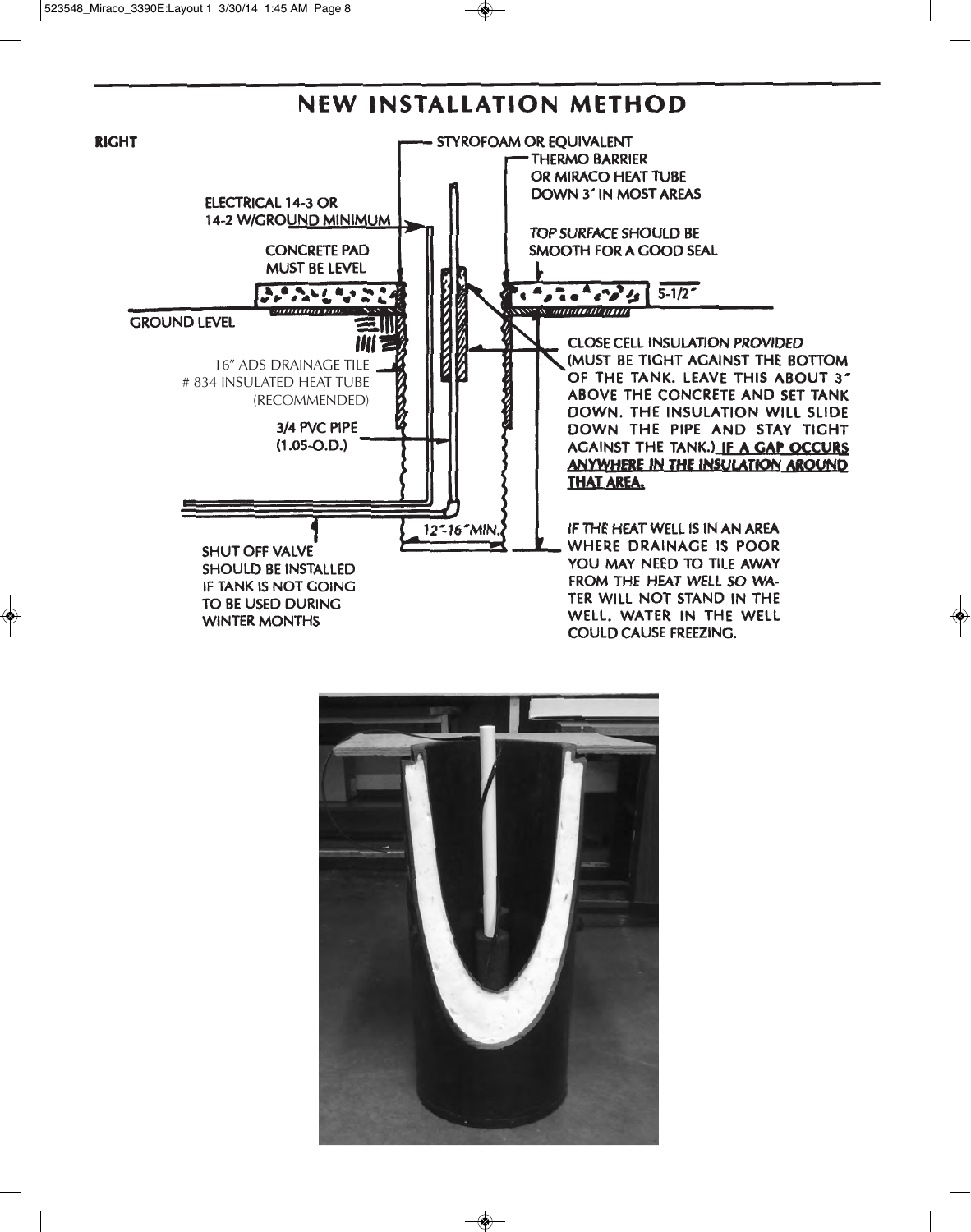# NEW INSTALLATION METHOD

**RIGHT**

STYROFOAM OR EQUIVALENT

THERMO BARRIER OR MIRACO HEAT TUBE DOWN 3' IN MOST AREAS

ELECTRICAL 14-3 OR 14-2 W/GROUND MINIMUM

TOP SURFACE SHOULD BE SMOOTH FOR A GOOD SEAL

CONCRETE PAD MUST BE LEVEL

5-1/2"

GROUND LEVEL

16" ADS DRAINAGE TILE
# 834 INSULATED HEAT TUBE
(RECOMMENDED)

3/4 PVC PIPE (1.05-O.D.)

CLOSE CELL INSULATION PROVIDED (MUST BE TIGHT AGAINST THE BOTTOM OF THE TANK. LEAVE THIS ABOUT 3" ABOVE THE CONCRETE AND SET TANK DOWN. THE INSULATION WILL SLIDE DOWN THE PIPE AND STAY TIGHT AGAINST THE TANK.) **IF A GAP OCCURS ANYWHERE IN THE INSULATION AROUND THAT AREA.**

12"-16" MIN.

SHUT OFF VALVE SHOULD BE INSTALLED IF TANK IS NOT GOING TO BE USED DURING WINTER MONTHS

IF THE HEAT WELL IS IN AN AREA WHERE DRAINAGE IS POOR YOU MAY NEED TO TILE AWAY FROM THE HEAT WELL SO WATER WILL NOT STAND IN THE WELL. WATER IN THE WELL COULD CAUSE FREEZING.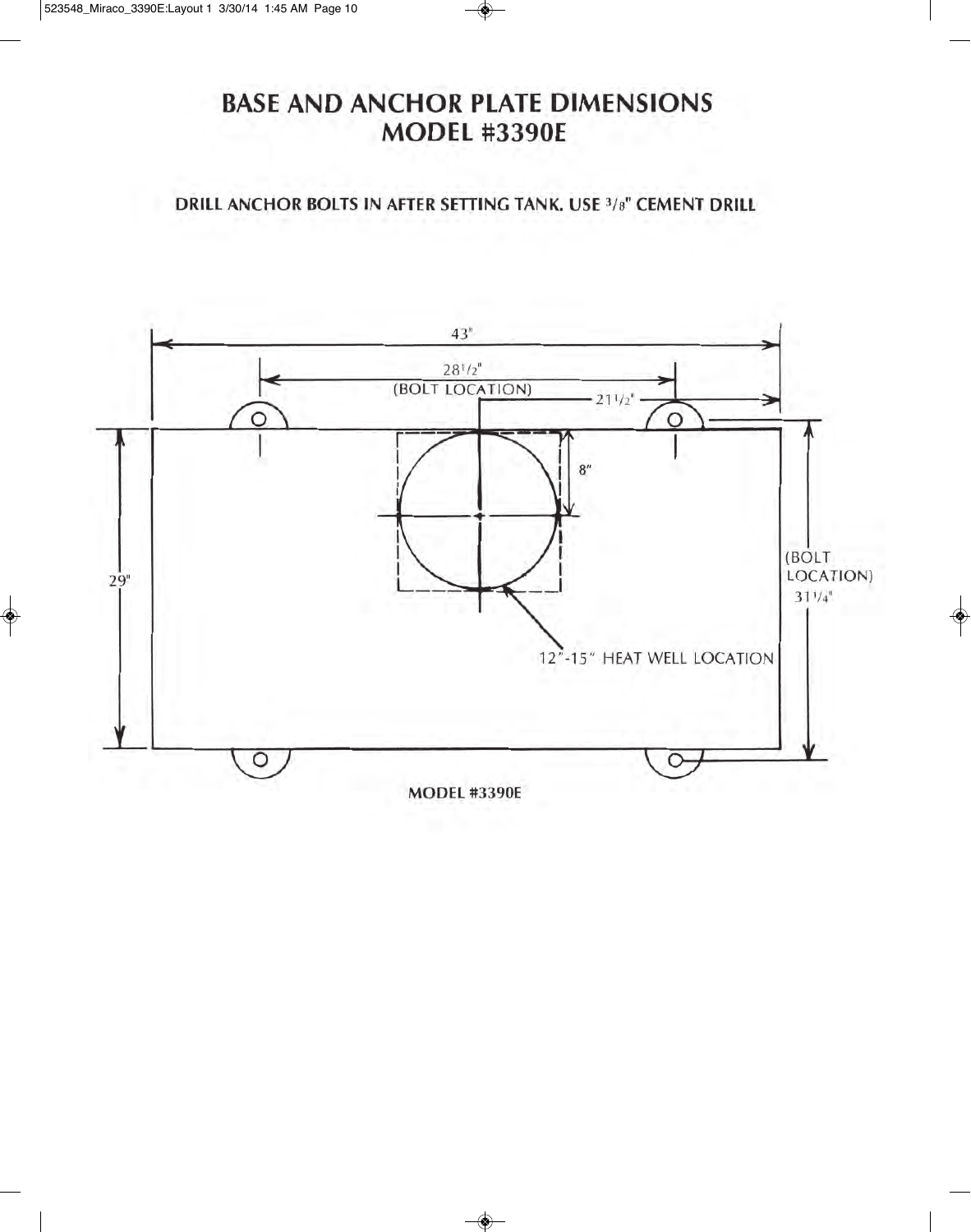# BASE AND ANCHOR PLATE DIMENSIONS
# MODEL #3390E

**DRILL ANCHOR BOLTS IN AFTER SETTING TANK. USE 3/8" CEMENT DRILL**

43"

28 1/2" (BOLT LOCATION)

21 1/2"

8"

29"

(BOLT LOCATION) 31 1/4"

12"-15" HEAT WELL LOCATION

**MODEL #3390E**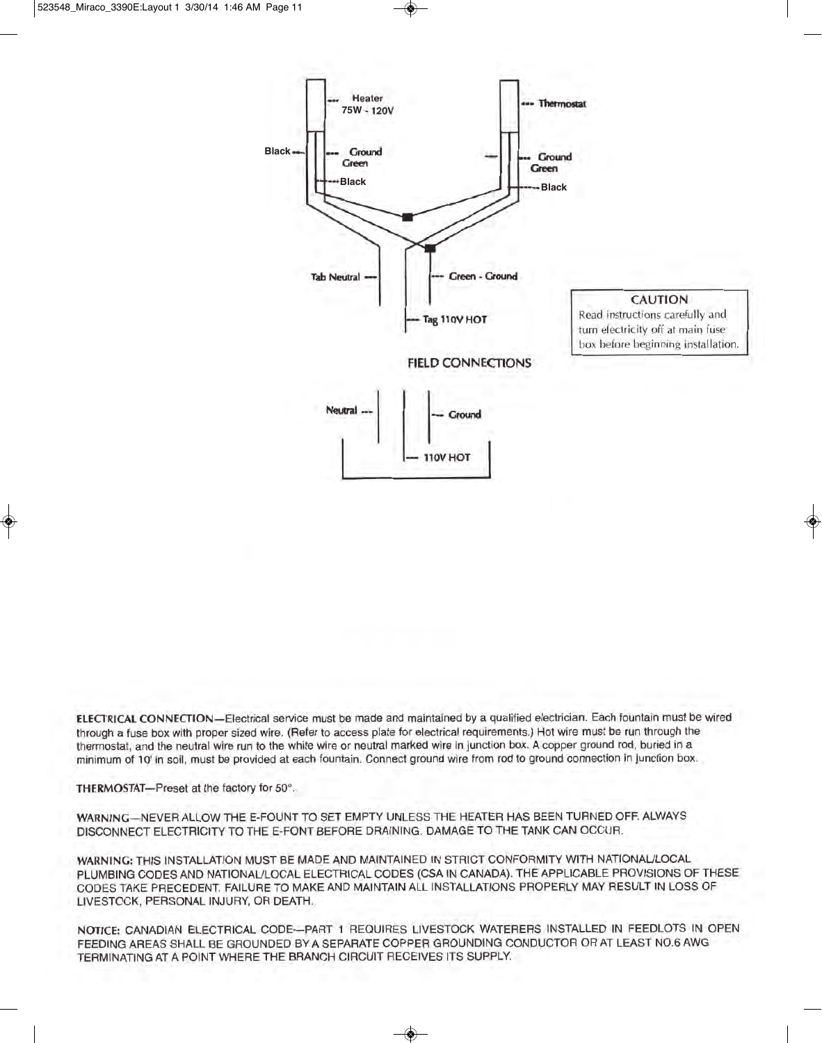Heater 75W - 120V

Thermostat

Black

Ground Green

Black

Ground Green

Black

Tab Neutral

Green - Ground

Tag 110V HOT

**CAUTION**
Read instructions carefully and turn electricity off at main fuse box before beginning installation.

FIELD CONNECTIONS

Neutral

Ground

110V HOT

**ELECTRICAL CONNECTION**—Electrical service must be made and maintained by a qualified electrician. Each fountain must be wired through a fuse box with proper sized wire. (Refer to access plate for electrical requirements.) Hot wire must be run through the thermostat, and the neutral wire run to the white wire or neutral marked wire in junction box. A copper ground rod, buried in a minimum of 10' in soil, must be provided at each fountain. Connect ground wire from rod to ground connection in junction box.

**THERMOSTAT**—Preset at the factory for 50°.

**WARNING**—NEVER ALLOW THE E-FOUNT TO SET EMPTY UNLESS THE HEATER HAS BEEN TURNED OFF. ALWAYS DISCONNECT ELECTRICITY TO THE E-FONT BEFORE DRAINING. DAMAGE TO THE TANK CAN OCCUR.

**WARNING:** THIS INSTALLATION MUST BE MADE AND MAINTAINED IN STRICT CONFORMITY WITH NATIONAL/LOCAL PLUMBING CODES AND NATIONAL/LOCAL ELECTRICAL CODES (CSA IN CANADA). THE APPLICABLE PROVISIONS OF THESE CODES TAKE PRECEDENT. FAILURE TO MAKE AND MAINTAIN ALL INSTALLATIONS PROPERLY MAY RESULT IN LOSS OF LIVESTOCK, PERSONAL INJURY, OR DEATH.

**NOTICE:** CANADIAN ELECTRICAL CODE--PART 1 REQUIRES LIVESTOCK WATERERS INSTALLED IN FEEDLOTS IN OPEN FEEDING AREAS SHALL BE GROUNDED BY A SEPARATE COPPER GROUNDING CONDUCTOR OR AT LEAST NO.6 AWG TERMINATING AT A POINT WHERE THE BRANCH CIRCUIT RECEIVES ITS SUPPLY.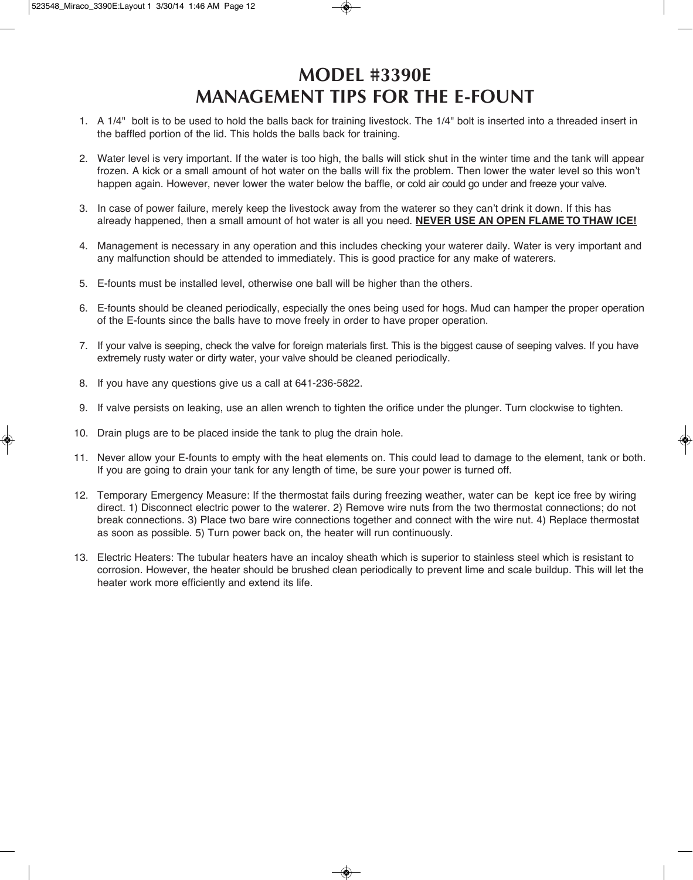# MODEL #3390E
# MANAGEMENT TIPS FOR THE E-FOUNT

1. A 1/4" bolt is to be used to hold the balls back for training livestock. The 1/4" bolt is inserted into a threaded insert in the baffled portion of the lid. This holds the balls back for training.

2. Water level is very important. If the water is too high, the balls will stick shut in the winter time and the tank will appear frozen. A kick or a small amount of hot water on the balls will fix the problem. Then lower the water level so this won't happen again. However, never lower the water below the baffle, or cold air could go under and freeze your valve.

3. In case of power failure, merely keep the livestock away from the waterer so they can't drink it down. If this has already happened, then a small amount of hot water is all you need. **NEVER USE AN OPEN FLAME TO THAW ICE!**

4. Management is necessary in any operation and this includes checking your waterer daily. Water is very important and any malfunction should be attended to immediately. This is good practice for any make of waterers.

5. E-founts must be installed level, otherwise one ball will be higher than the others.

6. E-founts should be cleaned periodically, especially the ones being used for hogs. Mud can hamper the proper operation of the E-founts since the balls have to move freely in order to have proper operation.

7. If your valve is seeping, check the valve for foreign materials first. This is the biggest cause of seeping valves. If you have extremely rusty water or dirty water, your valve should be cleaned periodically.

8. If you have any questions give us a call at 641-236-5822.

9. If valve persists on leaking, use an allen wrench to tighten the orifice under the plunger. Turn clockwise to tighten.

10. Drain plugs are to be placed inside the tank to plug the drain hole.

11. Never allow your E-founts to empty with the heat elements on. This could lead to damage to the element, tank or both. If you are going to drain your tank for any length of time, be sure your power is turned off.

12. Temporary Emergency Measure: If the thermostat fails during freezing weather, water can be kept ice free by wiring direct. 1) Disconnect electric power to the waterer. 2) Remove wire nuts from the two thermostat connections; do not break connections. 3) Place two bare wire connections together and connect with the wire nut. 4) Replace thermostat as soon as possible. 5) Turn power back on, the heater will run continuously.

13. Electric Heaters: The tubular heaters have an incaloy sheath which is superior to stainless steel which is resistant to corrosion. However, the heater should be brushed clean periodically to prevent lime and scale buildup. This will let the heater work more efficiently and extend its life.